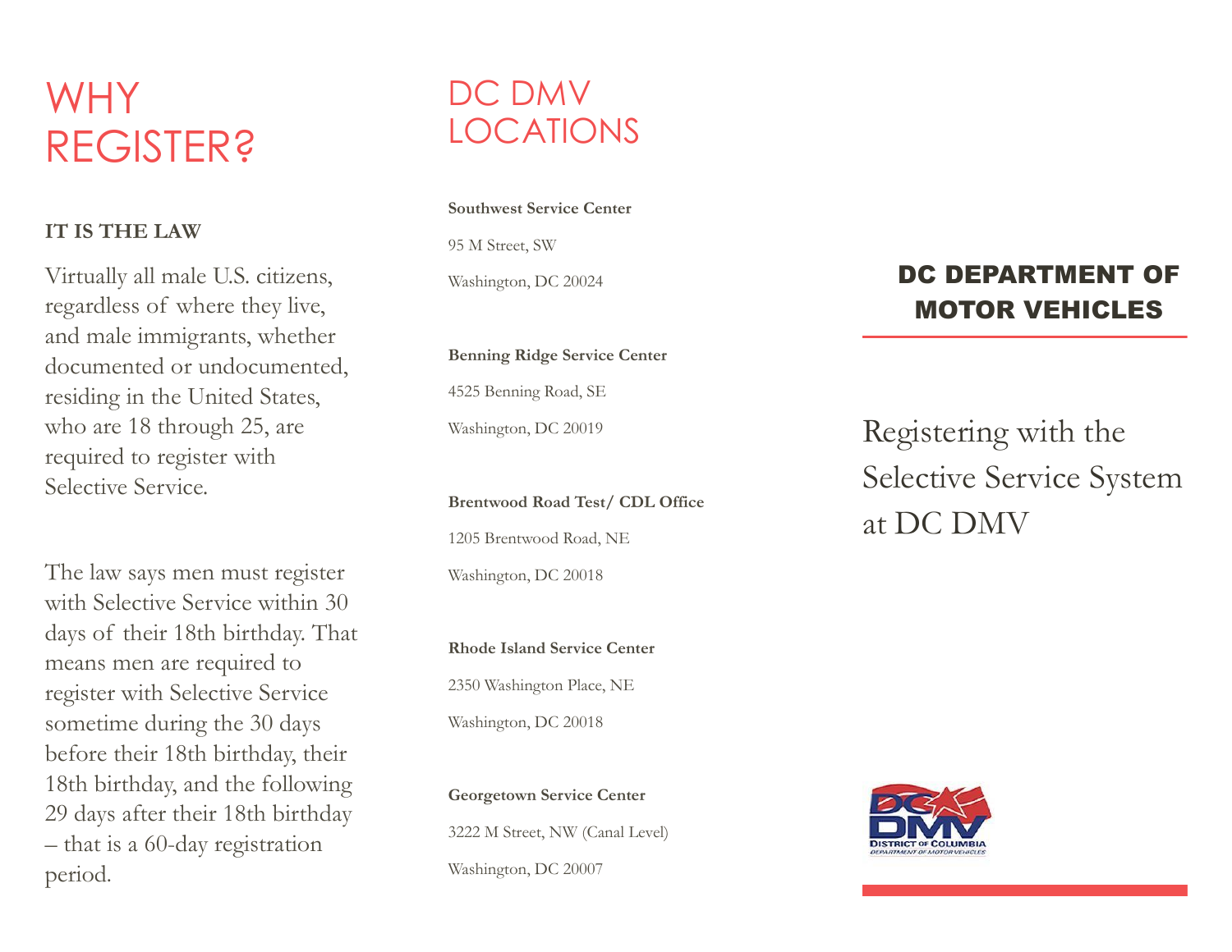# WHY REGISTER?

**IT IS THE LAW**

Virtually all male U.S. citizens, regardless of where they live, and male immigrants, whether documented or undocumented, residing in the United States, who are 18 through 25, are required to register with Selective Service.

The law says men must register with Selective Service within 30 days of their 18th birthday. That means men are required to register with Selective Service sometime during the 30 days before their 18th birthday, their 18th birthday, and the following 29 days after their 18th birthday – that is a 60-day registration period.

# DC DMV LOCATIONS

**Southwest Service Center**

95 M Street, SW

Washington, DC 20024

**Benning Ridge Service Center**

4525 Benning Road, SE

Washington, DC 20019

**Brentwood Road Test/ CDL Office**

1205 Brentwood Road, NE

Washington, DC 20018

**Rhode Island Service Center**

2350 Washington Place, NE

Washington, DC 20018

**Georgetown Service Center**

3222 M Street, NW (Canal Level)

Washington, DC 20007

## DC DEPARTMENT OF MOTOR VEHICLES

Registering with the Selective Service System at DC DMV

DC DMV
DISTRICT OF COLUMBIA
DEPARTMENT OF MOTOR VEHICLES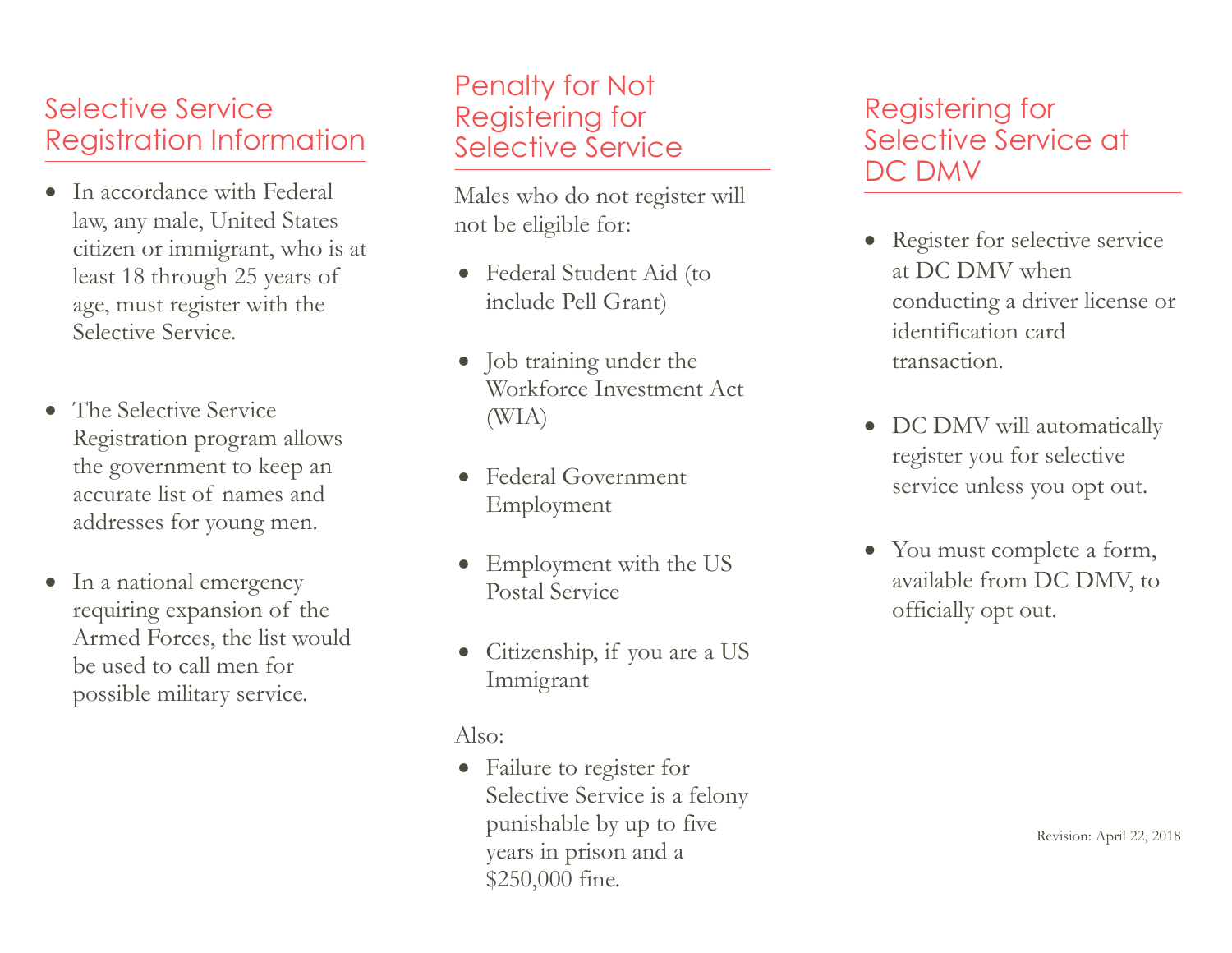## Selective Service Registration Information

- In accordance with Federal law, any male, United States citizen or immigrant, who is at least 18 through 25 years of age, must register with the Selective Service.
- The Selective Service Registration program allows the government to keep an accurate list of names and addresses for young men.
- In a national emergency requiring expansion of the Armed Forces, the list would be used to call men for possible military service.

## Penalty for Not Registering for Selective Service

Males who do not register will not be eligible for:

- Federal Student Aid (to include Pell Grant)
- Job training under the Workforce Investment Act (WIA)
- Federal Government Employment
- Employment with the US Postal Service
- Citizenship, if you are a US Immigrant

Also:

- Failure to register for Selective Service is a felony punishable by up to five years in prison and a $250,000 fine.

## Registering for Selective Service at DC DMV

- Register for selective service at DC DMV when conducting a driver license or identification card transaction.
- DC DMV will automatically register you for selective service unless you opt out.
- You must complete a form, available from DC DMV, to officially opt out.

Revision: April 22, 2018